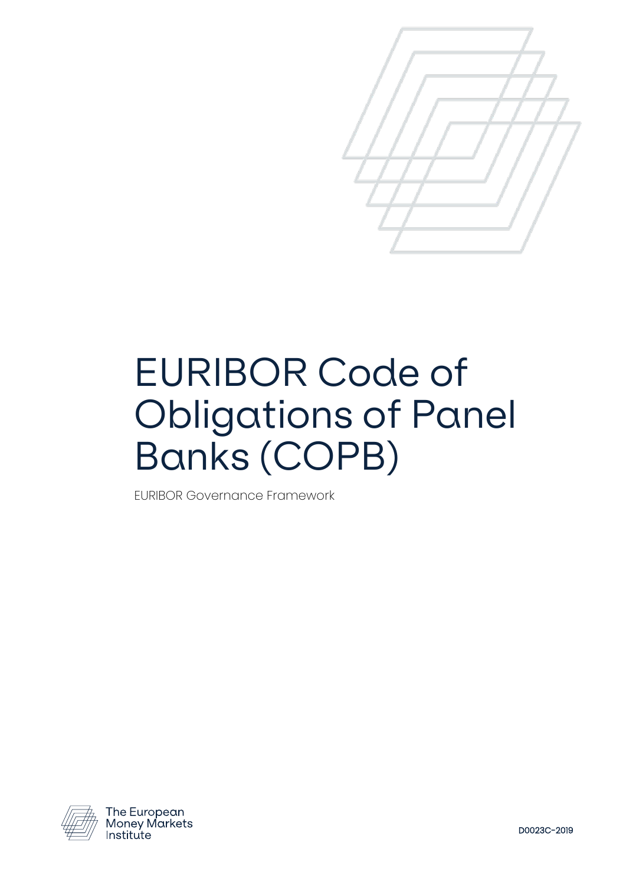# EURIBOR Code of Obligations of Panel Banks (COPB)

EURIBOR Governance Framework

The European Money Markets Institute

D0023C-2019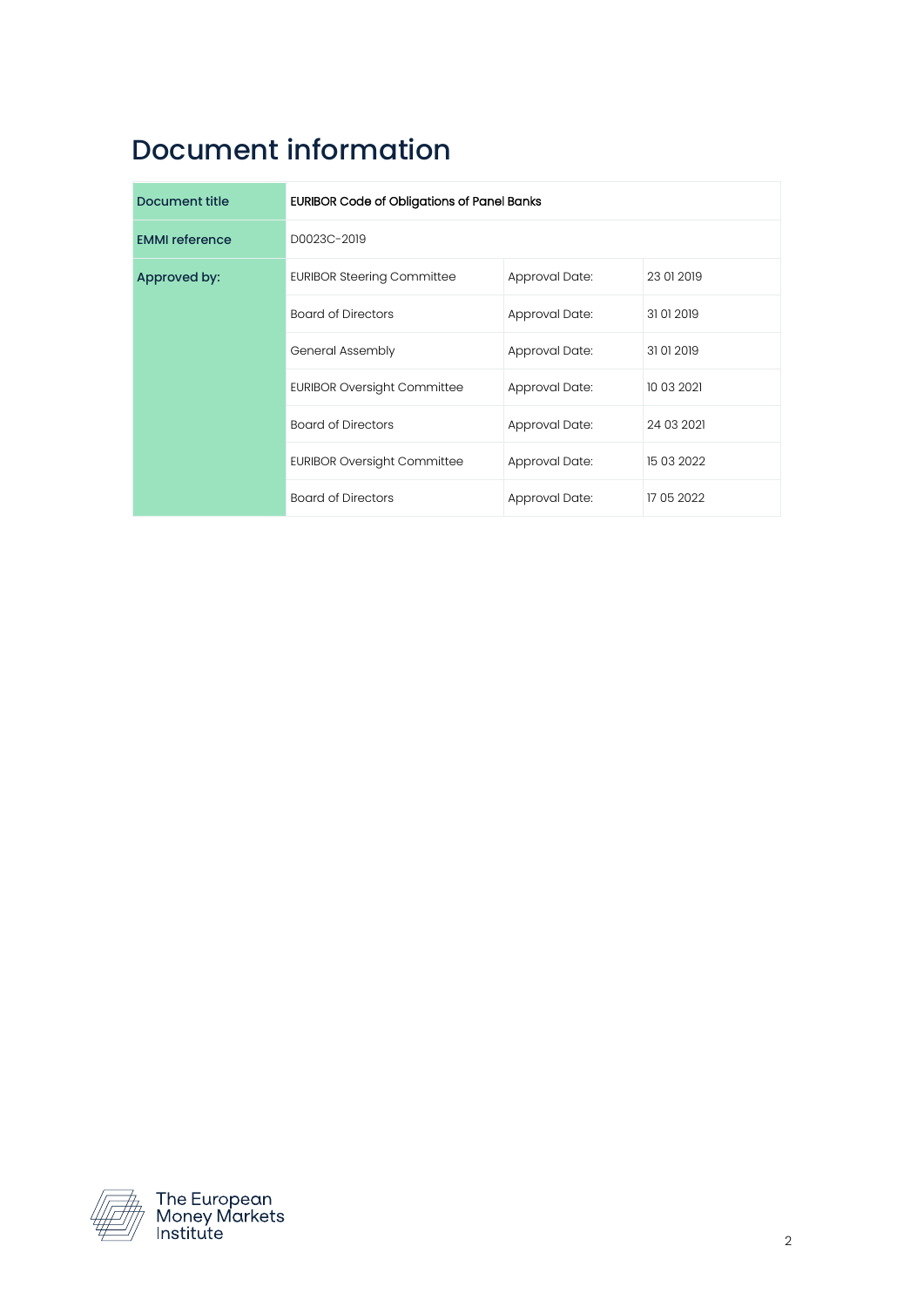# Document information

| Document title | EURIBOR Code of Obligations of Panel Banks | | |
|---|---|---|---|
| EMMI reference | D0023C-2019 | | |
| Approved by: | EURIBOR Steering Committee | Approval Date: | 23 01 2019 |
| | Board of Directors | Approval Date: | 31 01 2019 |
| | General Assembly | Approval Date: | 31 01 2019 |
| | EURIBOR Oversight Committee | Approval Date: | 10 03 2021 |
| | Board of Directors | Approval Date: | 24 03 2021 |
| | EURIBOR Oversight Committee | Approval Date: | 15 03 2022 |
| | Board of Directors | Approval Date: | 17 05 2022 |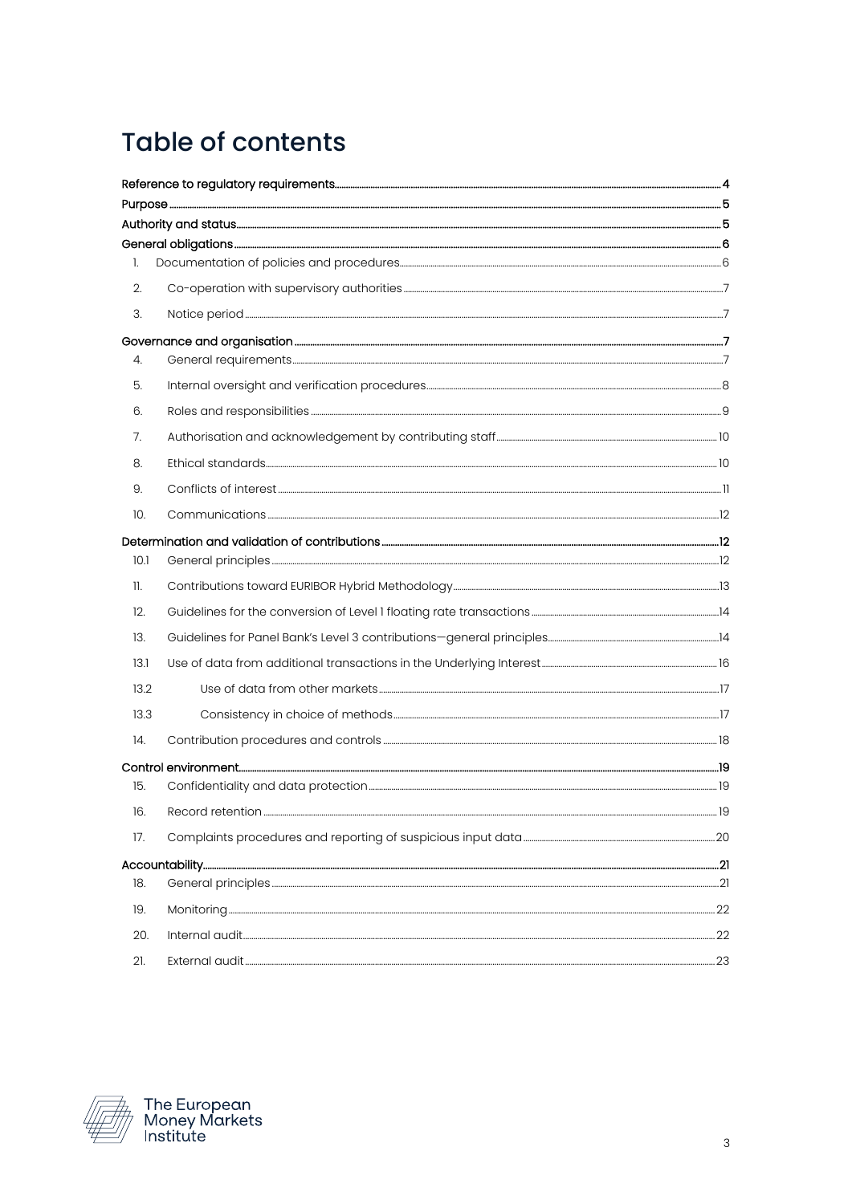# Table of contents

| | | |
|---|---|---|
| Reference to regulatory requirements | | 4 |
| Purpose | | 5 |
| Authority and status | | 5 |
| General obligations | | 6 |
| 1. | Documentation of policies and procedures | 6 |
| 2. | Co-operation with supervisory authorities | 7 |
| 3. | Notice period | 7 |
| Governance and organisation | | 7 |
| 4. | General requirements | 7 |
| 5. | Internal oversight and verification procedures | 8 |
| 6. | Roles and responsibilities | 9 |
| 7. | Authorisation and acknowledgement by contributing staff | 10 |
| 8. | Ethical standards | 10 |
| 9. | Conflicts of interest | 11 |
| 10. | Communications | 12 |
| Determination and validation of contributions | | 12 |
| 10.1 | General principles | 12 |
| 11. | Contributions toward EURIBOR Hybrid Methodology | 13 |
| 12. | Guidelines for the conversion of Level 1 floating rate transactions | 14 |
| 13. | Guidelines for Panel Bank's Level 3 contributions—general principles | 14 |
| 13.1 | Use of data from additional transactions in the Underlying Interest | 16 |
| 13.2 | Use of data from other markets | 17 |
| 13.3 | Consistency in choice of methods | 17 |
| 14. | Contribution procedures and controls | 18 |
| Control environment | | 19 |
| 15. | Confidentiality and data protection | 19 |
| 16. | Record retention | 19 |
| 17. | Complaints procedures and reporting of suspicious input data | 20 |
| Accountability | | 21 |
| 18. | General principles | 21 |
| 19. | Monitoring | 22 |
| 20. | Internal audit | 22 |
| 21. | External audit | 23 |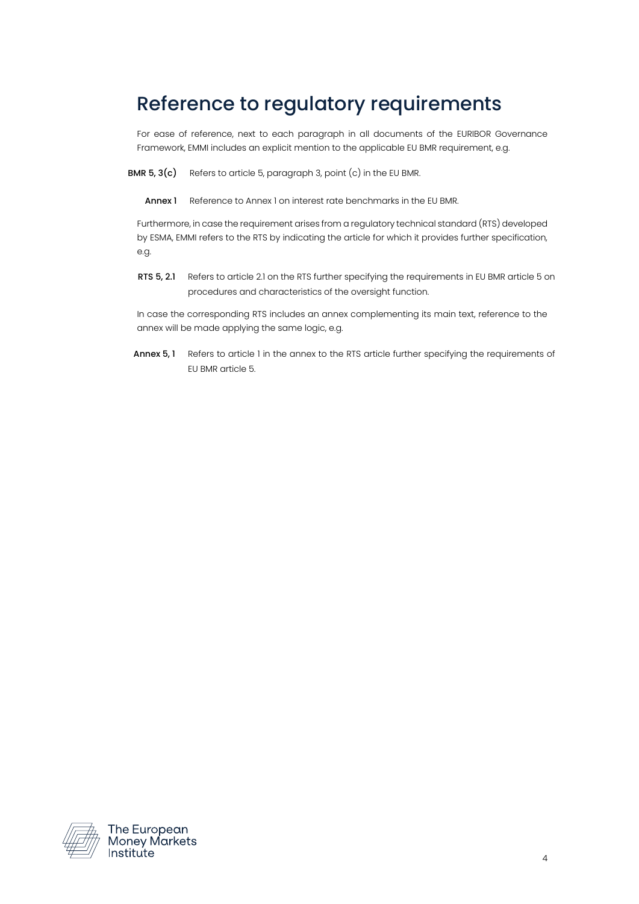# Reference to regulatory requirements

For ease of reference, next to each paragraph in all documents of the EURIBOR Governance Framework, EMMI includes an explicit mention to the applicable EU BMR requirement, e.g.

| | |
|---|---|
| **BMR 5, 3(c)** | Refers to article 5, paragraph 3, point (c) in the EU BMR. |
| **Annex 1** | Reference to Annex 1 on interest rate benchmarks in the EU BMR. |

Furthermore, in case the requirement arises from a regulatory technical standard (RTS) developed by ESMA, EMMI refers to the RTS by indicating the article for which it provides further specification, e.g.

| | |
|---|---|
| **RTS 5, 2.1** | Refers to article 2.1 on the RTS further specifying the requirements in EU BMR article 5 on procedures and characteristics of the oversight function. |

In case the corresponding RTS includes an annex complementing its main text, reference to the annex will be made applying the same logic, e.g.

| | |
|---|---|
| **Annex 5, 1** | Refers to article 1 in the annex to the RTS article further specifying the requirements of EU BMR article 5. |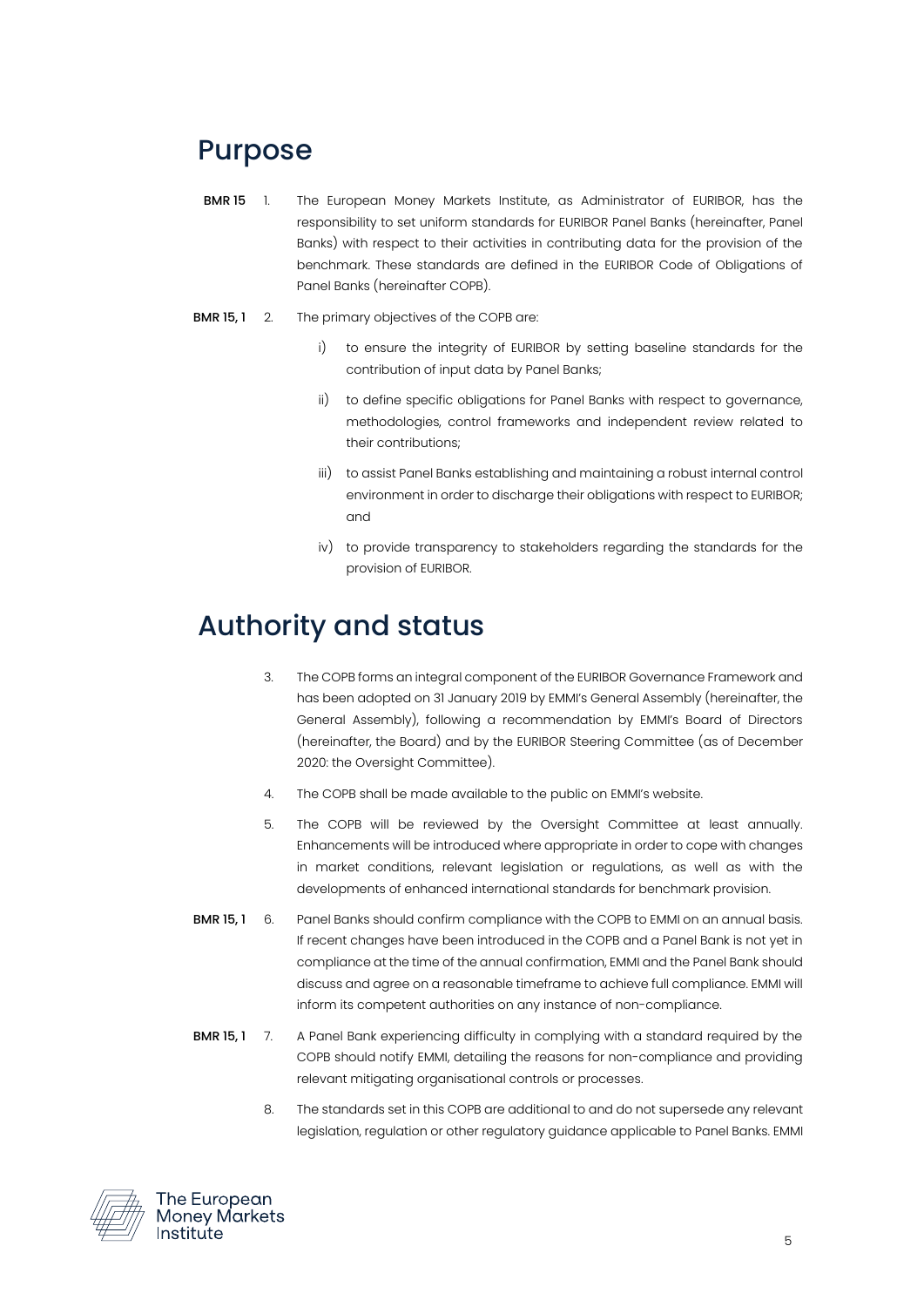## Purpose

**BMR 15** 1. The European Money Markets Institute, as Administrator of EURIBOR, has the responsibility to set uniform standards for EURIBOR Panel Banks (hereinafter, Panel Banks) with respect to their activities in contributing data for the provision of the benchmark. These standards are defined in the EURIBOR Code of Obligations of Panel Banks (hereinafter COPB).

**BMR 15, 1** 2. The primary objectives of the COPB are:

i) to ensure the integrity of EURIBOR by setting baseline standards for the contribution of input data by Panel Banks;

ii) to define specific obligations for Panel Banks with respect to governance, methodologies, control frameworks and independent review related to their contributions;

iii) to assist Panel Banks establishing and maintaining a robust internal control environment in order to discharge their obligations with respect to EURIBOR; and

iv) to provide transparency to stakeholders regarding the standards for the provision of EURIBOR.

## Authority and status

3. The COPB forms an integral component of the EURIBOR Governance Framework and has been adopted on 31 January 2019 by EMMI's General Assembly (hereinafter, the General Assembly), following a recommendation by EMMI's Board of Directors (hereinafter, the Board) and by the EURIBOR Steering Committee (as of December 2020: the Oversight Committee).

4. The COPB shall be made available to the public on EMMI's website.

5. The COPB will be reviewed by the Oversight Committee at least annually. Enhancements will be introduced where appropriate in order to cope with changes in market conditions, relevant legislation or regulations, as well as with the developments of enhanced international standards for benchmark provision.

**BMR 15, 1** 6. Panel Banks should confirm compliance with the COPB to EMMI on an annual basis. If recent changes have been introduced in the COPB and a Panel Bank is not yet in compliance at the time of the annual confirmation, EMMI and the Panel Bank should discuss and agree on a reasonable timeframe to achieve full compliance. EMMI will inform its competent authorities on any instance of non-compliance.

**BMR 15, 1** 7. A Panel Bank experiencing difficulty in complying with a standard required by the COPB should notify EMMI, detailing the reasons for non-compliance and providing relevant mitigating organisational controls or processes.

8. The standards set in this COPB are additional to and do not supersede any relevant legislation, regulation or other regulatory guidance applicable to Panel Banks. EMMI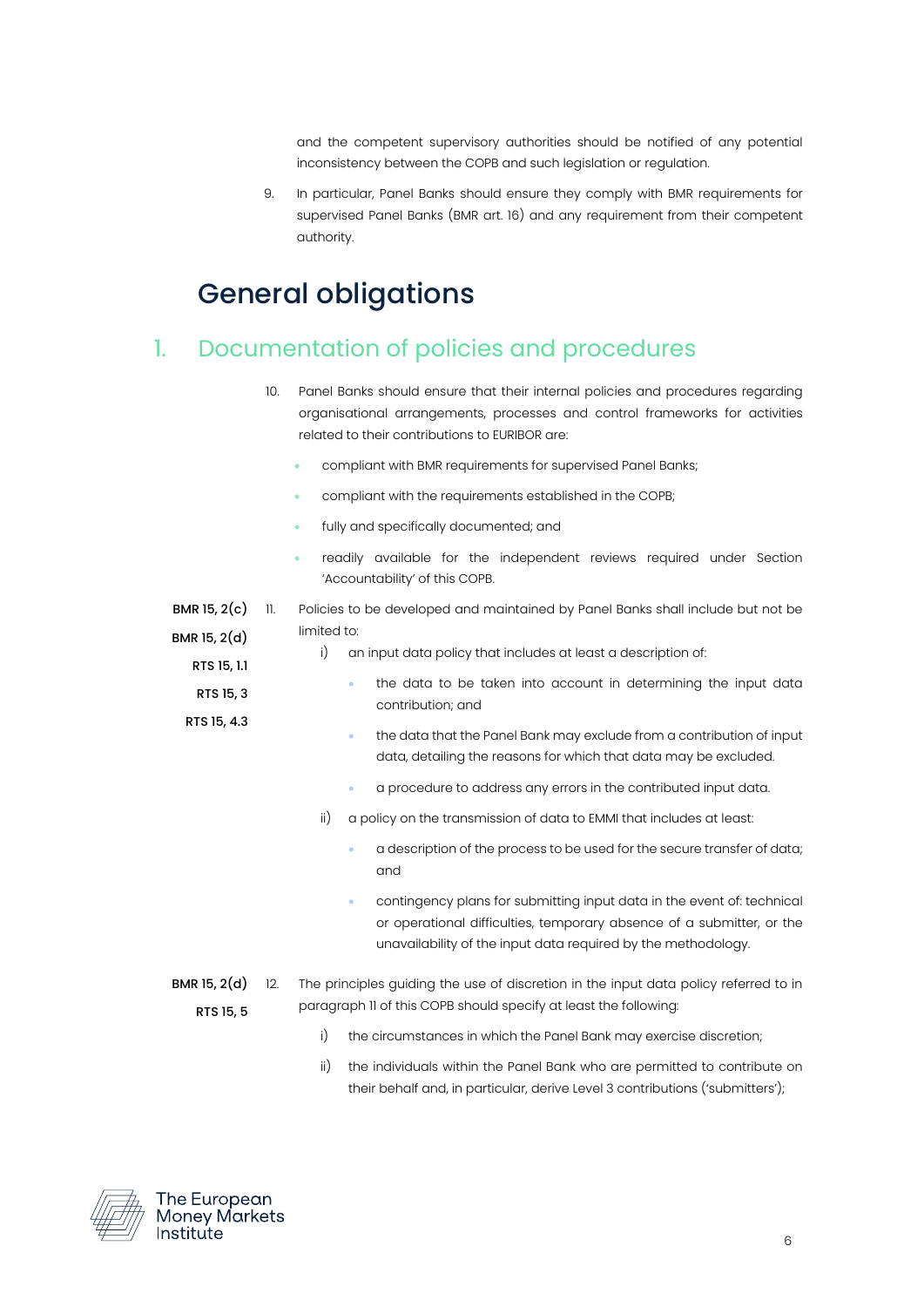and the competent supervisory authorities should be notified of any potential inconsistency between the COPB and such legislation or regulation.

9. In particular, Panel Banks should ensure they comply with BMR requirements for supervised Panel Banks (BMR art. 16) and any requirement from their competent authority.

# General obligations

## 1. Documentation of policies and procedures

10. Panel Banks should ensure that their internal policies and procedures regarding organisational arrangements, processes and control frameworks for activities related to their contributions to EURIBOR are:

- compliant with BMR requirements for supervised Panel Banks;
- compliant with the requirements established in the COPB;
- fully and specifically documented; and
- readily available for the independent reviews required under Section 'Accountability' of this COPB.

**BMR 15, 2(c)**
**BMR 15, 2(d)**
**RTS 15, 1.1**
**RTS 15, 3**
**RTS 15, 4.3**

11. Policies to be developed and maintained by Panel Banks shall include but not be limited to:

   i) an input data policy that includes at least a description of:

   - the data to be taken into account in determining the input data contribution; and
   - the data that the Panel Bank may exclude from a contribution of input data, detailing the reasons for which that data may be excluded.
   - a procedure to address any errors in the contributed input data.

   ii) a policy on the transmission of data to EMMI that includes at least:

   - a description of the process to be used for the secure transfer of data; and
   - contingency plans for submitting input data in the event of: technical or operational difficulties, temporary absence of a submitter, or the unavailability of the input data required by the methodology.

**BMR 15, 2(d)**
**RTS 15, 5**

12. The principles guiding the use of discretion in the input data policy referred to in paragraph 11 of this COPB should specify at least the following:

   i) the circumstances in which the Panel Bank may exercise discretion;

   ii) the individuals within the Panel Bank who are permitted to contribute on their behalf and, in particular, derive Level 3 contributions ('submitters');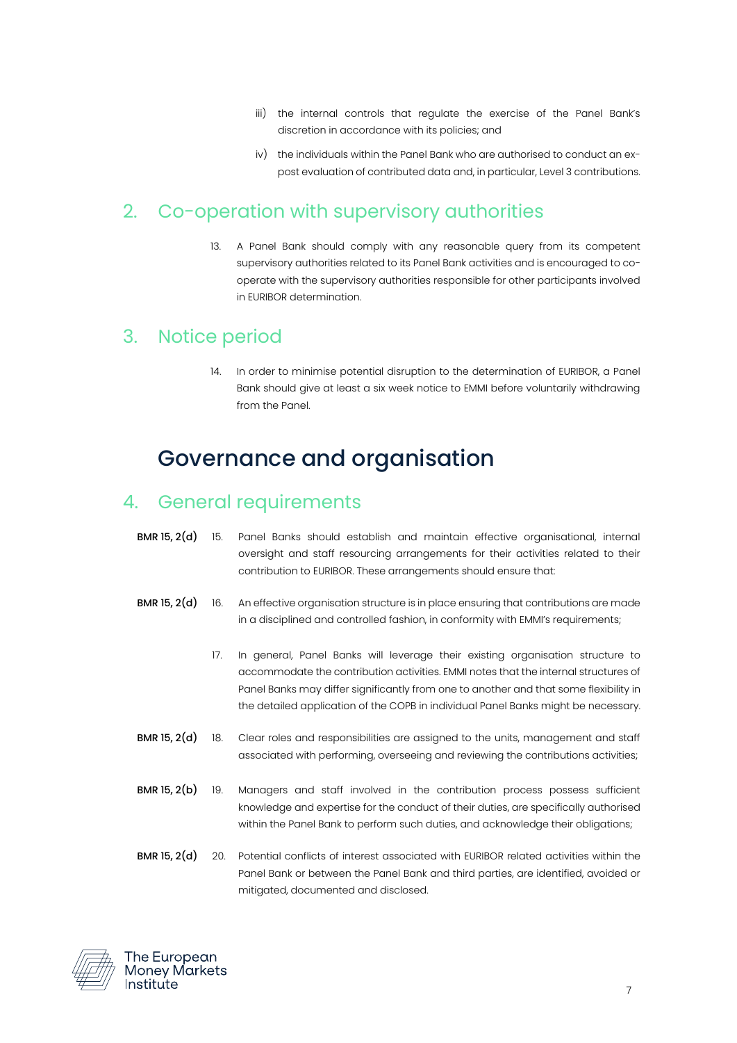iii) the internal controls that regulate the exercise of the Panel Bank's discretion in accordance with its policies; and

iv) the individuals within the Panel Bank who are authorised to conduct an ex-post evaluation of contributed data and, in particular, Level 3 contributions.

## 2. Co-operation with supervisory authorities

13. A Panel Bank should comply with any reasonable query from its competent supervisory authorities related to its Panel Bank activities and is encouraged to co-operate with the supervisory authorities responsible for other participants involved in EURIBOR determination.

## 3. Notice period

14. In order to minimise potential disruption to the determination of EURIBOR, a Panel Bank should give at least a six week notice to EMMI before voluntarily withdrawing from the Panel.

# Governance and organisation

## 4. General requirements

**BMR 15, 2(d)** 15. Panel Banks should establish and maintain effective organisational, internal oversight and staff resourcing arrangements for their activities related to their contribution to EURIBOR. These arrangements should ensure that:

**BMR 15, 2(d)** 16. An effective organisation structure is in place ensuring that contributions are made in a disciplined and controlled fashion, in conformity with EMMI's requirements;

17. In general, Panel Banks will leverage their existing organisation structure to accommodate the contribution activities. EMMI notes that the internal structures of Panel Banks may differ significantly from one to another and that some flexibility in the detailed application of the COPB in individual Panel Banks might be necessary.

**BMR 15, 2(d)** 18. Clear roles and responsibilities are assigned to the units, management and staff associated with performing, overseeing and reviewing the contributions activities;

**BMR 15, 2(b)** 19. Managers and staff involved in the contribution process possess sufficient knowledge and expertise for the conduct of their duties, are specifically authorised within the Panel Bank to perform such duties, and acknowledge their obligations;

**BMR 15, 2(d)** 20. Potential conflicts of interest associated with EURIBOR related activities within the Panel Bank or between the Panel Bank and third parties, are identified, avoided or mitigated, documented and disclosed.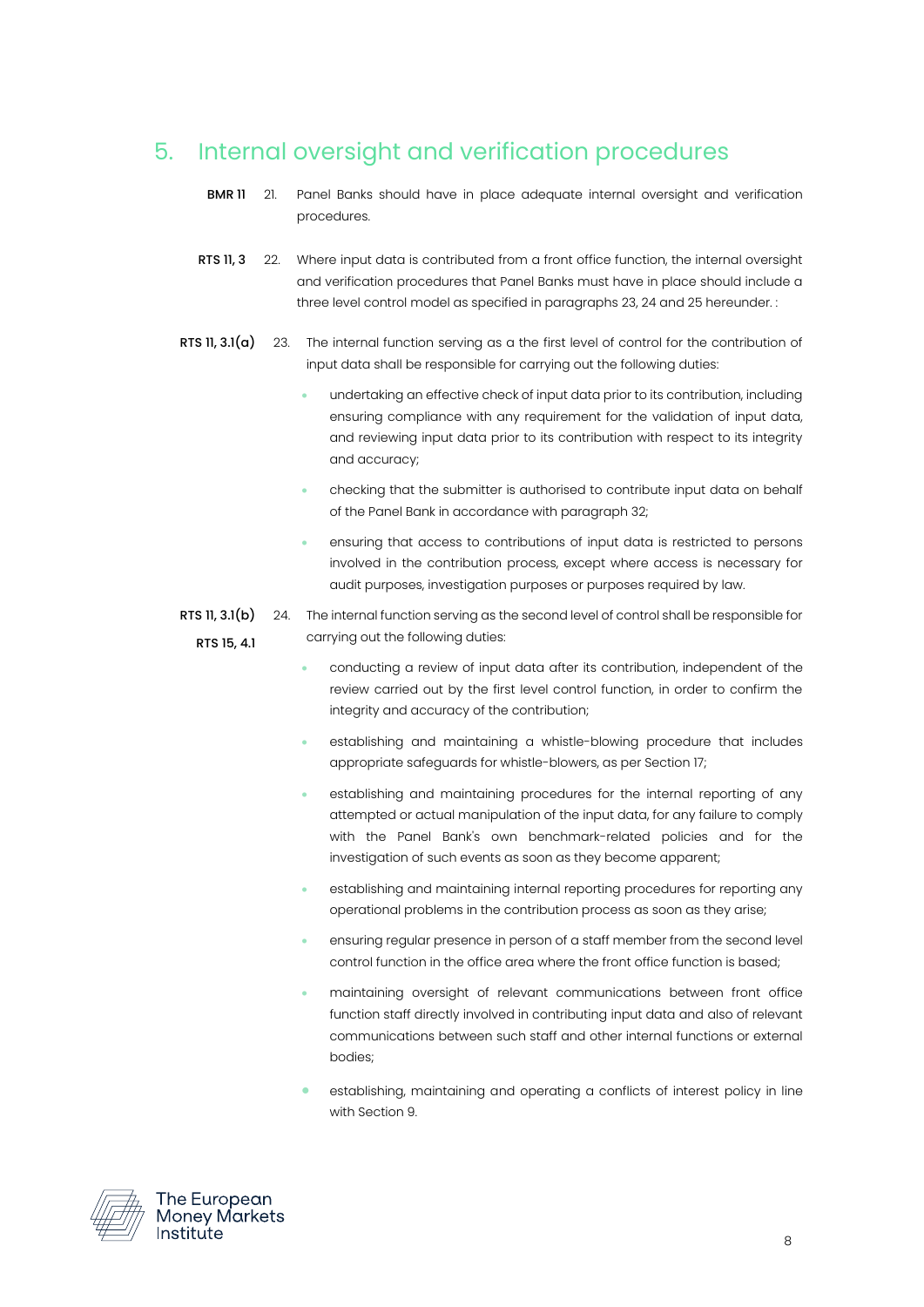## 5. Internal oversight and verification procedures

**BMR 11** 21. Panel Banks should have in place adequate internal oversight and verification procedures.

**RTS 11, 3** 22. Where input data is contributed from a front office function, the internal oversight and verification procedures that Panel Banks must have in place should include a three level control model as specified in paragraphs 23, 24 and 25 hereunder. :

**RTS 11, 3.1(a)** 23. The internal function serving as a the first level of control for the contribution of input data shall be responsible for carrying out the following duties:

- undertaking an effective check of input data prior to its contribution, including ensuring compliance with any requirement for the validation of input data, and reviewing input data prior to its contribution with respect to its integrity and accuracy;
- checking that the submitter is authorised to contribute input data on behalf of the Panel Bank in accordance with paragraph 32;
- ensuring that access to contributions of input data is restricted to persons involved in the contribution process, except where access is necessary for audit purposes, investigation purposes or purposes required by law.

**RTS 11, 3.1(b)**
**RTS 15, 4.1** 24. The internal function serving as the second level of control shall be responsible for carrying out the following duties:

- conducting a review of input data after its contribution, independent of the review carried out by the first level control function, in order to confirm the integrity and accuracy of the contribution;
- establishing and maintaining a whistle-blowing procedure that includes appropriate safeguards for whistle-blowers, as per Section 17;
- establishing and maintaining procedures for the internal reporting of any attempted or actual manipulation of the input data, for any failure to comply with the Panel Bank's own benchmark-related policies and for the investigation of such events as soon as they become apparent;
- establishing and maintaining internal reporting procedures for reporting any operational problems in the contribution process as soon as they arise;
- ensuring regular presence in person of a staff member from the second level control function in the office area where the front office function is based;
- maintaining oversight of relevant communications between front office function staff directly involved in contributing input data and also of relevant communications between such staff and other internal functions or external bodies;
- establishing, maintaining and operating a conflicts of interest policy in line with Section 9.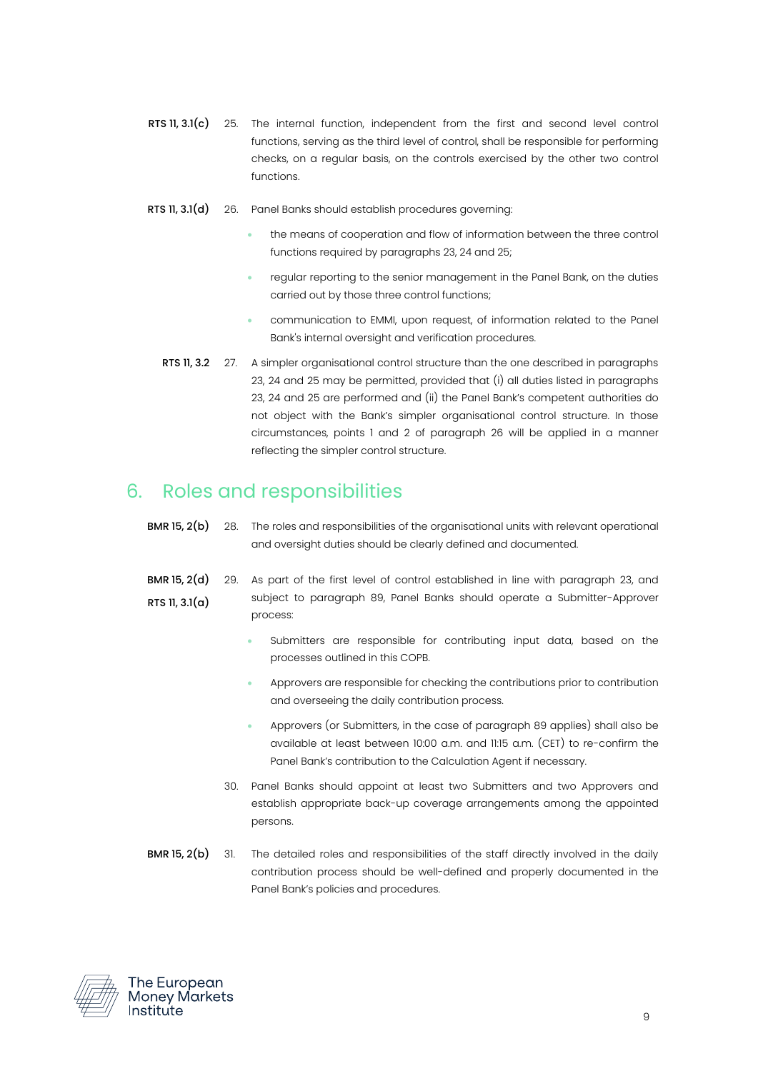RTS 11, 3.1(c) 25. The internal function, independent from the first and second level control functions, serving as the third level of control, shall be responsible for performing checks, on a regular basis, on the controls exercised by the other two control functions.

RTS 11, 3.1(d) 26. Panel Banks should establish procedures governing:

- the means of cooperation and flow of information between the three control functions required by paragraphs 23, 24 and 25;
- regular reporting to the senior management in the Panel Bank, on the duties carried out by those three control functions;
- communication to EMMI, upon request, of information related to the Panel Bank's internal oversight and verification procedures.

RTS 11, 3.2 27. A simpler organisational control structure than the one described in paragraphs 23, 24 and 25 may be permitted, provided that (i) all duties listed in paragraphs 23, 24 and 25 are performed and (ii) the Panel Bank's competent authorities do not object with the Bank's simpler organisational control structure. In those circumstances, points 1 and 2 of paragraph 26 will be applied in a manner reflecting the simpler control structure.

## 6. Roles and responsibilities

BMR 15, 2(b) 28. The roles and responsibilities of the organisational units with relevant operational and oversight duties should be clearly defined and documented.

BMR 15, 2(d)
RTS 11, 3.1(a) 29. As part of the first level of control established in line with paragraph 23, and subject to paragraph 89, Panel Banks should operate a Submitter-Approver process:

- Submitters are responsible for contributing input data, based on the processes outlined in this COPB.
- Approvers are responsible for checking the contributions prior to contribution and overseeing the daily contribution process.
- Approvers (or Submitters, in the case of paragraph 89 applies) shall also be available at least between 10:00 a.m. and 11:15 a.m. (CET) to re-confirm the Panel Bank's contribution to the Calculation Agent if necessary.

30. Panel Banks should appoint at least two Submitters and two Approvers and establish appropriate back-up coverage arrangements among the appointed persons.

BMR 15, 2(b) 31. The detailed roles and responsibilities of the staff directly involved in the daily contribution process should be well-defined and properly documented in the Panel Bank's policies and procedures.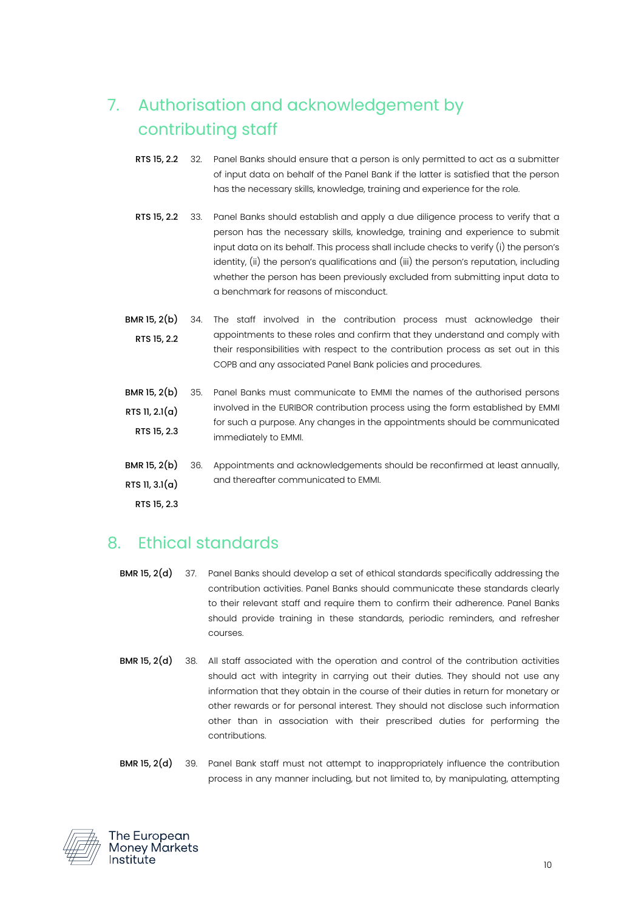## 7. Authorisation and acknowledgement by contributing staff

**RTS 15, 2.2** 32. Panel Banks should ensure that a person is only permitted to act as a submitter of input data on behalf of the Panel Bank if the latter is satisfied that the person has the necessary skills, knowledge, training and experience for the role.

**RTS 15, 2.2** 33. Panel Banks should establish and apply a due diligence process to verify that a person has the necessary skills, knowledge, training and experience to submit input data on its behalf. This process shall include checks to verify (i) the person's identity, (ii) the person's qualifications and (iii) the person's reputation, including whether the person has been previously excluded from submitting input data to a benchmark for reasons of misconduct.

**BMR 15, 2(b)**
**RTS 15, 2.2** 34. The staff involved in the contribution process must acknowledge their appointments to these roles and confirm that they understand and comply with their responsibilities with respect to the contribution process as set out in this COPB and any associated Panel Bank policies and procedures.

**BMR 15, 2(b)**
**RTS 11, 2.1(a)**
**RTS 15, 2.3** 35. Panel Banks must communicate to EMMI the names of the authorised persons involved in the EURIBOR contribution process using the form established by EMMI for such a purpose. Any changes in the appointments should be communicated immediately to EMMI.

**BMR 15, 2(b)**
**RTS 11, 3.1(a)**
**RTS 15, 2.3** 36. Appointments and acknowledgements should be reconfirmed at least annually, and thereafter communicated to EMMI.

## 8. Ethical standards

**BMR 15, 2(d)** 37. Panel Banks should develop a set of ethical standards specifically addressing the contribution activities. Panel Banks should communicate these standards clearly to their relevant staff and require them to confirm their adherence. Panel Banks should provide training in these standards, periodic reminders, and refresher courses.

**BMR 15, 2(d)** 38. All staff associated with the operation and control of the contribution activities should act with integrity in carrying out their duties. They should not use any information that they obtain in the course of their duties in return for monetary or other rewards or for personal interest. They should not disclose such information other than in association with their prescribed duties for performing the contributions.

**BMR 15, 2(d)** 39. Panel Bank staff must not attempt to inappropriately influence the contribution process in any manner including, but not limited to, by manipulating, attempting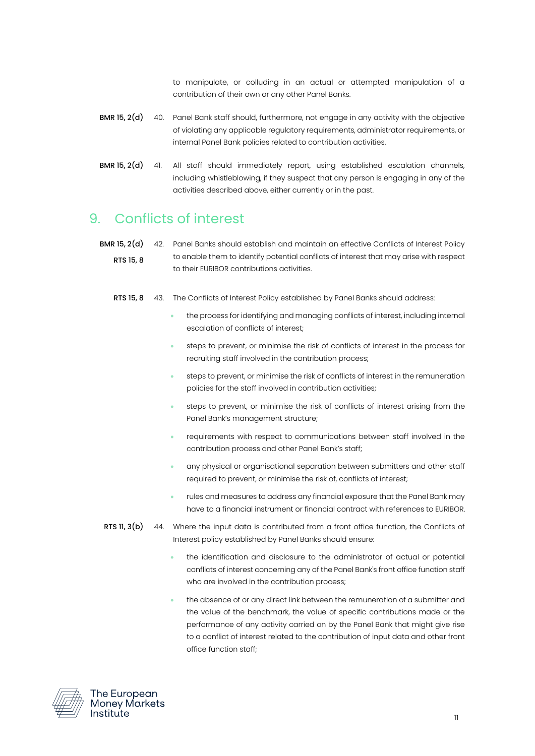to manipulate, or colluding in an actual or attempted manipulation of a contribution of their own or any other Panel Banks.

**BMR 15, 2(d)** 40. Panel Bank staff should, furthermore, not engage in any activity with the objective of violating any applicable regulatory requirements, administrator requirements, or internal Panel Bank policies related to contribution activities.

**BMR 15, 2(d)** 41. All staff should immediately report, using established escalation channels, including whistleblowing, if they suspect that any person is engaging in any of the activities described above, either currently or in the past.

## 9. Conflicts of interest

**BMR 15, 2(d)**
**RTS 15, 8** 42. Panel Banks should establish and maintain an effective Conflicts of Interest Policy to enable them to identify potential conflicts of interest that may arise with respect to their EURIBOR contributions activities.

**RTS 15, 8** 43. The Conflicts of Interest Policy established by Panel Banks should address:

- the process for identifying and managing conflicts of interest, including internal escalation of conflicts of interest;
- steps to prevent, or minimise the risk of conflicts of interest in the process for recruiting staff involved in the contribution process;
- steps to prevent, or minimise the risk of conflicts of interest in the remuneration policies for the staff involved in contribution activities;
- steps to prevent, or minimise the risk of conflicts of interest arising from the Panel Bank's management structure;
- requirements with respect to communications between staff involved in the contribution process and other Panel Bank's staff;
- any physical or organisational separation between submitters and other staff required to prevent, or minimise the risk of, conflicts of interest;
- rules and measures to address any financial exposure that the Panel Bank may have to a financial instrument or financial contract with references to EURIBOR.

**RTS 11, 3(b)** 44. Where the input data is contributed from a front office function, the Conflicts of Interest policy established by Panel Banks should ensure:

- the identification and disclosure to the administrator of actual or potential conflicts of interest concerning any of the Panel Bank's front office function staff who are involved in the contribution process;
- the absence of or any direct link between the remuneration of a submitter and the value of the benchmark, the value of specific contributions made or the performance of any activity carried on by the Panel Bank that might give rise to a conflict of interest related to the contribution of input data and other front office function staff;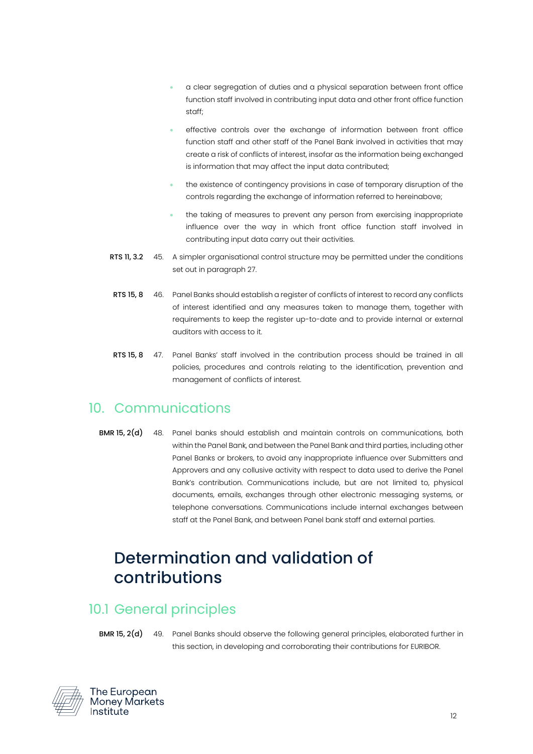- a clear segregation of duties and a physical separation between front office function staff involved in contributing input data and other front office function staff;
- effective controls over the exchange of information between front office function staff and other staff of the Panel Bank involved in activities that may create a risk of conflicts of interest, insofar as the information being exchanged is information that may affect the input data contributed;
- the existence of contingency provisions in case of temporary disruption of the controls regarding the exchange of information referred to hereinabove;
- the taking of measures to prevent any person from exercising inappropriate influence over the way in which front office function staff involved in contributing input data carry out their activities.

**RTS 11, 3.2** 45. A simpler organisational control structure may be permitted under the conditions set out in paragraph 27.

**RTS 15, 8** 46. Panel Banks should establish a register of conflicts of interest to record any conflicts of interest identified and any measures taken to manage them, together with requirements to keep the register up-to-date and to provide internal or external auditors with access to it.

**RTS 15, 8** 47. Panel Banks' staff involved in the contribution process should be trained in all policies, procedures and controls relating to the identification, prevention and management of conflicts of interest.

## 10. Communications

**BMR 15, 2(d)** 48. Panel banks should establish and maintain controls on communications, both within the Panel Bank, and between the Panel Bank and third parties, including other Panel Banks or brokers, to avoid any inappropriate influence over Submitters and Approvers and any collusive activity with respect to data used to derive the Panel Bank's contribution. Communications include, but are not limited to, physical documents, emails, exchanges through other electronic messaging systems, or telephone conversations. Communications include internal exchanges between staff at the Panel Bank, and between Panel bank staff and external parties.

# Determination and validation of contributions

## 10.1 General principles

**BMR 15, 2(d)** 49. Panel Banks should observe the following general principles, elaborated further in this section, in developing and corroborating their contributions for EURIBOR.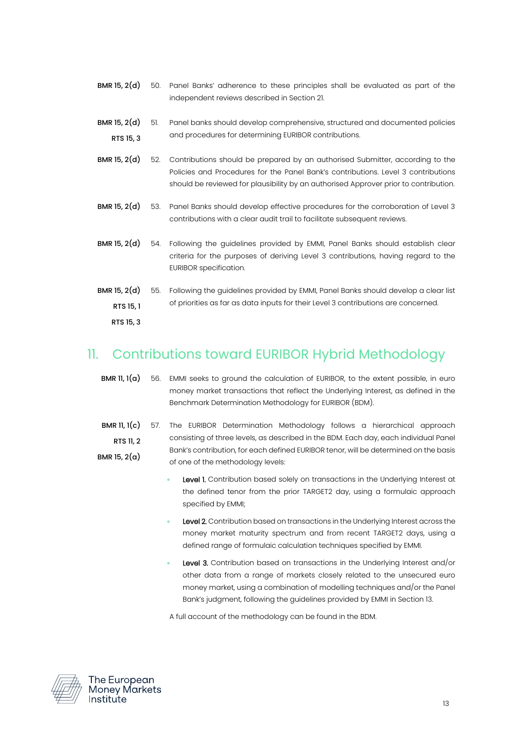BMR 15, 2(d) 50. Panel Banks' adherence to these principles shall be evaluated as part of the independent reviews described in Section 21.

BMR 15, 2(d)
RTS 15, 3
51. Panel banks should develop comprehensive, structured and documented policies and procedures for determining EURIBOR contributions.

BMR 15, 2(d) 52. Contributions should be prepared by an authorised Submitter, according to the Policies and Procedures for the Panel Bank's contributions. Level 3 contributions should be reviewed for plausibility by an authorised Approver prior to contribution.

BMR 15, 2(d) 53. Panel Banks should develop effective procedures for the corroboration of Level 3 contributions with a clear audit trail to facilitate subsequent reviews.

BMR 15, 2(d) 54. Following the guidelines provided by EMMI, Panel Banks should establish clear criteria for the purposes of deriving Level 3 contributions, having regard to the EURIBOR specification.

BMR 15, 2(d)
RTS 15, 1
RTS 15, 3
55. Following the guidelines provided by EMMI, Panel Banks should develop a clear list of priorities as far as data inputs for their Level 3 contributions are concerned.

# 11. Contributions toward EURIBOR Hybrid Methodology

BMR 11, 1(a) 56. EMMI seeks to ground the calculation of EURIBOR, to the extent possible, in euro money market transactions that reflect the Underlying Interest, as defined in the Benchmark Determination Methodology for EURIBOR (BDM).

BMR 11, 1(c)
RTS 11, 2
BMR 15, 2(a)
57. The EURIBOR Determination Methodology follows a hierarchical approach consisting of three levels, as described in the BDM. Each day, each individual Panel Bank's contribution, for each defined EURIBOR tenor, will be determined on the basis of one of the methodology levels:

- **Level 1.** Contribution based solely on transactions in the Underlying Interest at the defined tenor from the prior TARGET2 day, using a formulaic approach specified by EMMI;
- **Level 2.** Contribution based on transactions in the Underlying Interest across the money market maturity spectrum and from recent TARGET2 days, using a defined range of formulaic calculation techniques specified by EMMI.
- **Level 3.** Contribution based on transactions in the Underlying Interest and/or other data from a range of markets closely related to the unsecured euro money market, using a combination of modelling techniques and/or the Panel Bank's judgment, following the guidelines provided by EMMI in Section 13.

A full account of the methodology can be found in the BDM.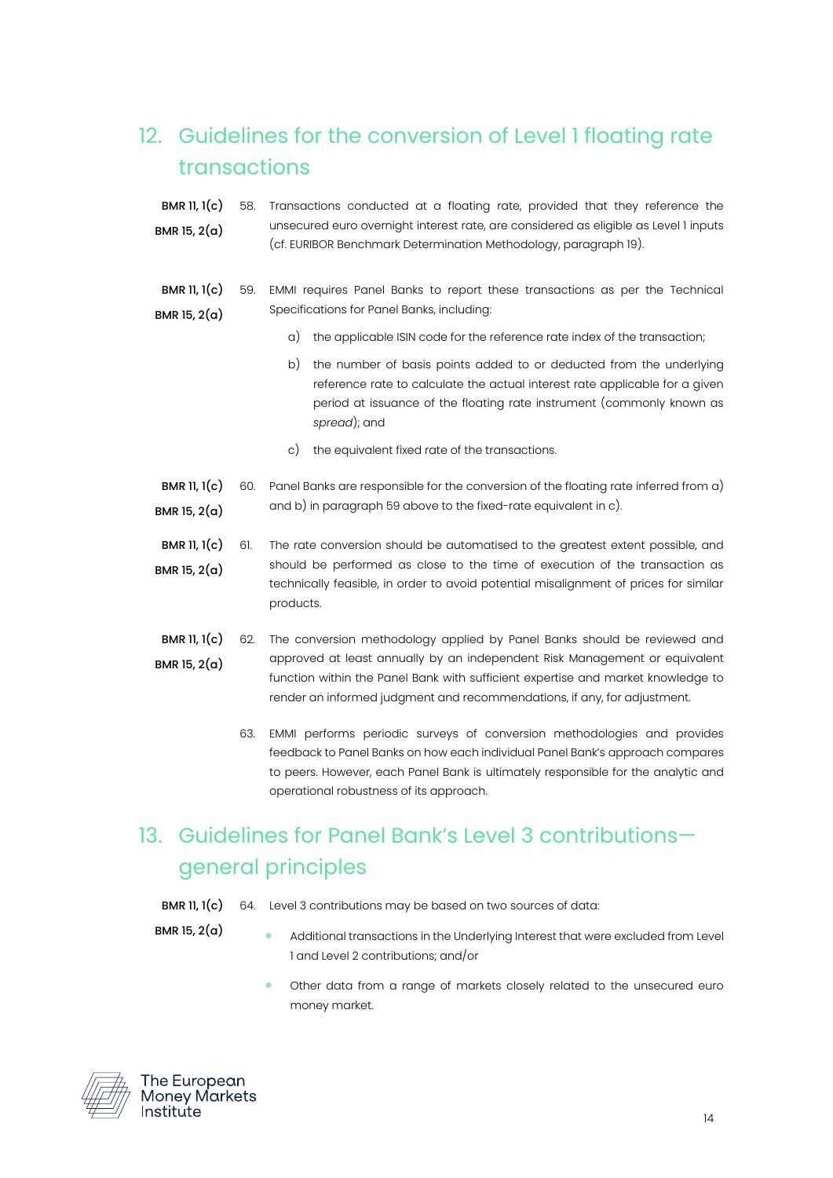## 12. Guidelines for the conversion of Level 1 floating rate transactions

**BMR 11, 1(c)**
**BMR 15, 2(a)**

58. Transactions conducted at a floating rate, provided that they reference the unsecured euro overnight interest rate, are considered as eligible as Level 1 inputs (cf. EURIBOR Benchmark Determination Methodology, paragraph 19).

**BMR 11, 1(c)**
**BMR 15, 2(a)**

59. EMMI requires Panel Banks to report these transactions as per the Technical Specifications for Panel Banks, including:

    a) the applicable ISIN code for the reference rate index of the transaction;

    b) the number of basis points added to or deducted from the underlying reference rate to calculate the actual interest rate applicable for a given period at issuance of the floating rate instrument (commonly known as *spread*); and

    c) the equivalent fixed rate of the transactions.

**BMR 11, 1(c)**
**BMR 15, 2(a)**

60. Panel Banks are responsible for the conversion of the floating rate inferred from a) and b) in paragraph 59 above to the fixed-rate equivalent in c).

**BMR 11, 1(c)**
**BMR 15, 2(a)**

61. The rate conversion should be automatised to the greatest extent possible, and should be performed as close to the time of execution of the transaction as technically feasible, in order to avoid potential misalignment of prices for similar products.

**BMR 11, 1(c)**
**BMR 15, 2(a)**

62. The conversion methodology applied by Panel Banks should be reviewed and approved at least annually by an independent Risk Management or equivalent function within the Panel Bank with sufficient expertise and market knowledge to render an informed judgment and recommendations, if any, for adjustment.

63. EMMI performs periodic surveys of conversion methodologies and provides feedback to Panel Banks on how each individual Panel Bank's approach compares to peers. However, each Panel Bank is ultimately responsible for the analytic and operational robustness of its approach.

## 13. Guidelines for Panel Bank's Level 3 contributions—general principles

**BMR 11, 1(c)**
**BMR 15, 2(a)**

64. Level 3 contributions may be based on two sources of data:

    - Additional transactions in the Underlying Interest that were excluded from Level 1 and Level 2 contributions; and/or
    - Other data from a range of markets closely related to the unsecured euro money market.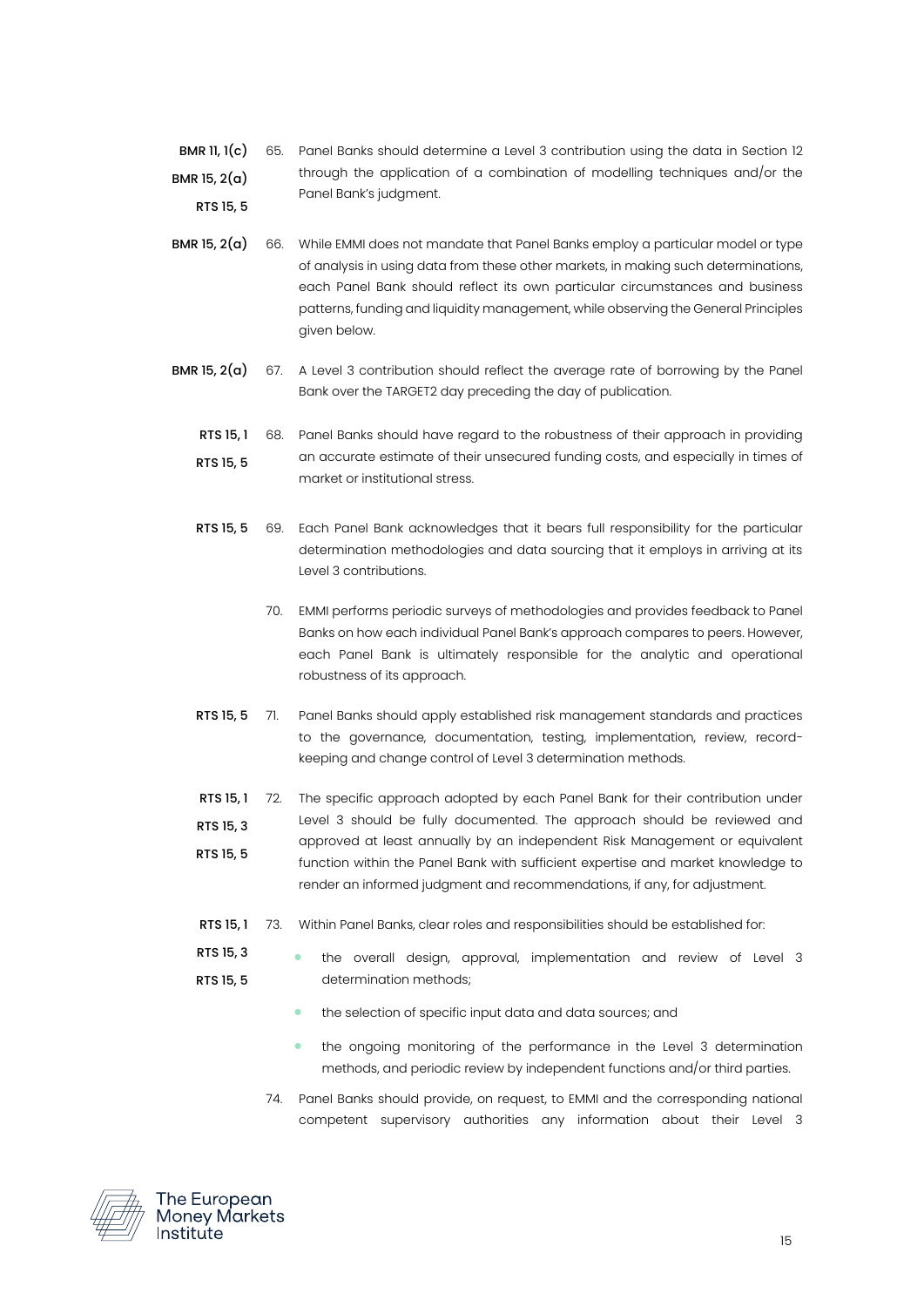BMR 11, 1(c)
BMR 15, 2(a)
RTS 15, 5

65. Panel Banks should determine a Level 3 contribution using the data in Section 12 through the application of a combination of modelling techniques and/or the Panel Bank's judgment.

BMR 15, 2(a)

66. While EMMI does not mandate that Panel Banks employ a particular model or type of analysis in using data from these other markets, in making such determinations, each Panel Bank should reflect its own particular circumstances and business patterns, funding and liquidity management, while observing the General Principles given below.

BMR 15, 2(a)

67. A Level 3 contribution should reflect the average rate of borrowing by the Panel Bank over the TARGET2 day preceding the day of publication.

RTS 15, 1
RTS 15, 5

68. Panel Banks should have regard to the robustness of their approach in providing an accurate estimate of their unsecured funding costs, and especially in times of market or institutional stress.

RTS 15, 5

69. Each Panel Bank acknowledges that it bears full responsibility for the particular determination methodologies and data sourcing that it employs in arriving at its Level 3 contributions.

70. EMMI performs periodic surveys of methodologies and provides feedback to Panel Banks on how each individual Panel Bank's approach compares to peers. However, each Panel Bank is ultimately responsible for the analytic and operational robustness of its approach.

RTS 15, 5

71. Panel Banks should apply established risk management standards and practices to the governance, documentation, testing, implementation, review, record-keeping and change control of Level 3 determination methods.

RTS 15, 1
RTS 15, 3
RTS 15, 5

72. The specific approach adopted by each Panel Bank for their contribution under Level 3 should be fully documented. The approach should be reviewed and approved at least annually by an independent Risk Management or equivalent function within the Panel Bank with sufficient expertise and market knowledge to render an informed judgment and recommendations, if any, for adjustment.

RTS 15, 1
RTS 15, 3
RTS 15, 5

73. Within Panel Banks, clear roles and responsibilities should be established for:

- the overall design, approval, implementation and review of Level 3 determination methods;
- the selection of specific input data and data sources; and
- the ongoing monitoring of the performance in the Level 3 determination methods, and periodic review by independent functions and/or third parties.

74. Panel Banks should provide, on request, to EMMI and the corresponding national competent supervisory authorities any information about their Level 3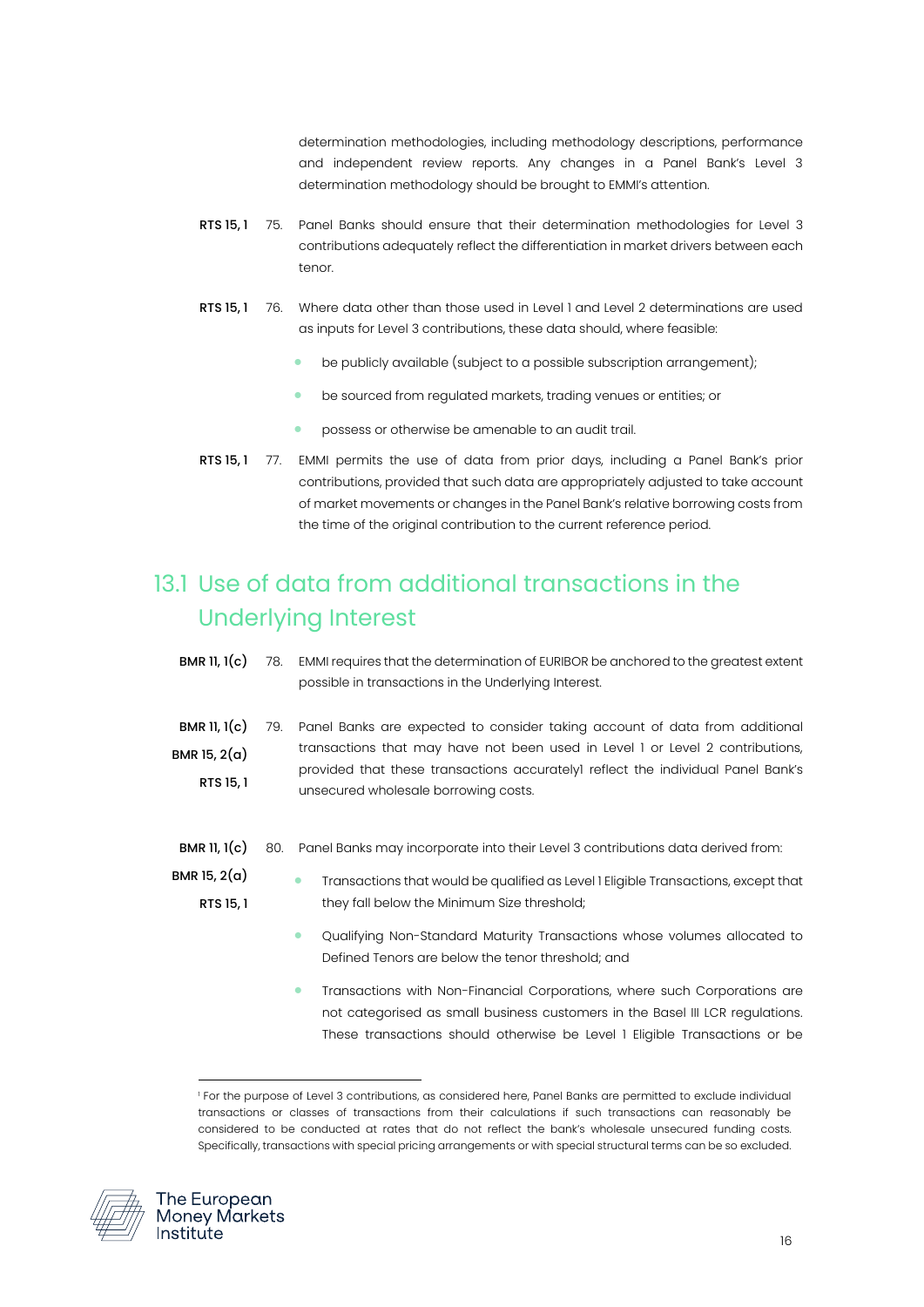determination methodologies, including methodology descriptions, performance and independent review reports. Any changes in a Panel Bank's Level 3 determination methodology should be brought to EMMI's attention.

**RTS 15, 1** 75. Panel Banks should ensure that their determination methodologies for Level 3 contributions adequately reflect the differentiation in market drivers between each tenor.

**RTS 15, 1** 76. Where data other than those used in Level 1 and Level 2 determinations are used as inputs for Level 3 contributions, these data should, where feasible:

- be publicly available (subject to a possible subscription arrangement);
- be sourced from regulated markets, trading venues or entities; or
- possess or otherwise be amenable to an audit trail.

**RTS 15, 1** 77. EMMI permits the use of data from prior days, including a Panel Bank's prior contributions, provided that such data are appropriately adjusted to take account of market movements or changes in the Panel Bank's relative borrowing costs from the time of the original contribution to the current reference period.

## 13.1 Use of data from additional transactions in the Underlying Interest

**BMR 11, 1(c)** 78. EMMI requires that the determination of EURIBOR be anchored to the greatest extent possible in transactions in the Underlying Interest.

**BMR 11, 1(c)**
**BMR 15, 2(a)**
**RTS 15, 1** 79. Panel Banks are expected to consider taking account of data from additional transactions that may have not been used in Level 1 or Level 2 contributions, provided that these transactions accurately[1] reflect the individual Panel Bank's unsecured wholesale borrowing costs.

**BMR 11, 1(c)**
**BMR 15, 2(a)**
**RTS 15, 1** 80. Panel Banks may incorporate into their Level 3 contributions data derived from:

- Transactions that would be qualified as Level 1 Eligible Transactions, except that they fall below the Minimum Size threshold;
- Qualifying Non-Standard Maturity Transactions whose volumes allocated to Defined Tenors are below the tenor threshold; and
- Transactions with Non-Financial Corporations, where such Corporations are not categorised as small business customers in the Basel III LCR regulations. These transactions should otherwise be Level 1 Eligible Transactions or be

[1] For the purpose of Level 3 contributions, as considered here, Panel Banks are permitted to exclude individual transactions or classes of transactions from their calculations if such transactions can reasonably be considered to be conducted at rates that do not reflect the bank's wholesale unsecured funding costs. Specifically, transactions with special pricing arrangements or with special structural terms can be so excluded.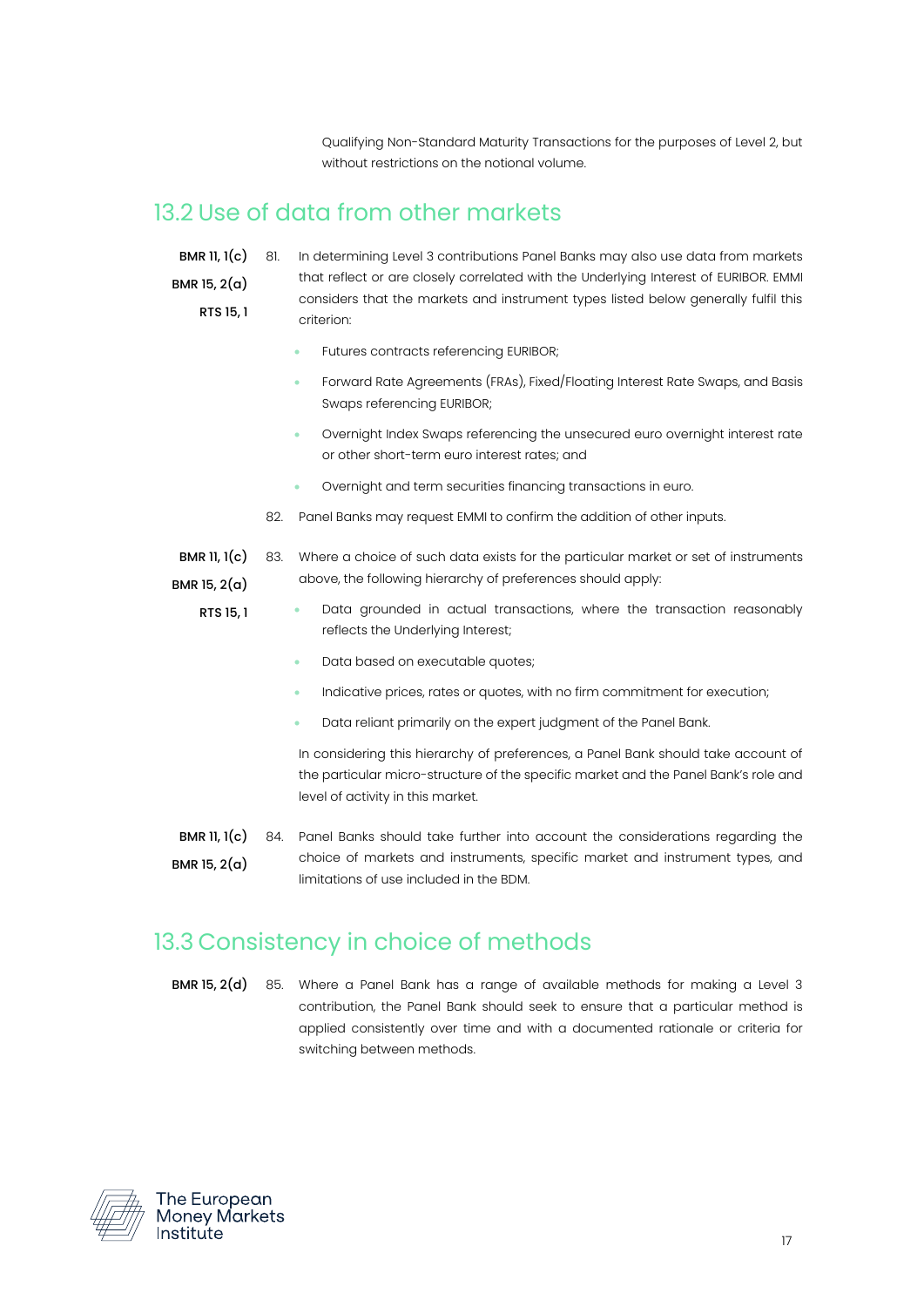Qualifying Non-Standard Maturity Transactions for the purposes of Level 2, but without restrictions on the notional volume.

## 13.2 Use of data from other markets

**BMR 11, 1(c)**
**BMR 15, 2(a)**
**RTS 15, 1**

81. In determining Level 3 contributions Panel Banks may also use data from markets that reflect or are closely correlated with the Underlying Interest of EURIBOR. EMMI considers that the markets and instrument types listed below generally fulfil this criterion:

- Futures contracts referencing EURIBOR;
- Forward Rate Agreements (FRAs), Fixed/Floating Interest Rate Swaps, and Basis Swaps referencing EURIBOR;
- Overnight Index Swaps referencing the unsecured euro overnight interest rate or other short-term euro interest rates; and
- Overnight and term securities financing transactions in euro.

82. Panel Banks may request EMMI to confirm the addition of other inputs.

**BMR 11, 1(c)**
**BMR 15, 2(a)**
**RTS 15, 1**

83. Where a choice of such data exists for the particular market or set of instruments above, the following hierarchy of preferences should apply:

- Data grounded in actual transactions, where the transaction reasonably reflects the Underlying Interest;
- Data based on executable quotes;
- Indicative prices, rates or quotes, with no firm commitment for execution;
- Data reliant primarily on the expert judgment of the Panel Bank.

In considering this hierarchy of preferences, a Panel Bank should take account of the particular micro-structure of the specific market and the Panel Bank's role and level of activity in this market.

**BMR 11, 1(c)**
**BMR 15, 2(a)**

84. Panel Banks should take further into account the considerations regarding the choice of markets and instruments, specific market and instrument types, and limitations of use included in the BDM.

## 13.3 Consistency in choice of methods

**BMR 15, 2(d)**

85. Where a Panel Bank has a range of available methods for making a Level 3 contribution, the Panel Bank should seek to ensure that a particular method is applied consistently over time and with a documented rationale or criteria for switching between methods.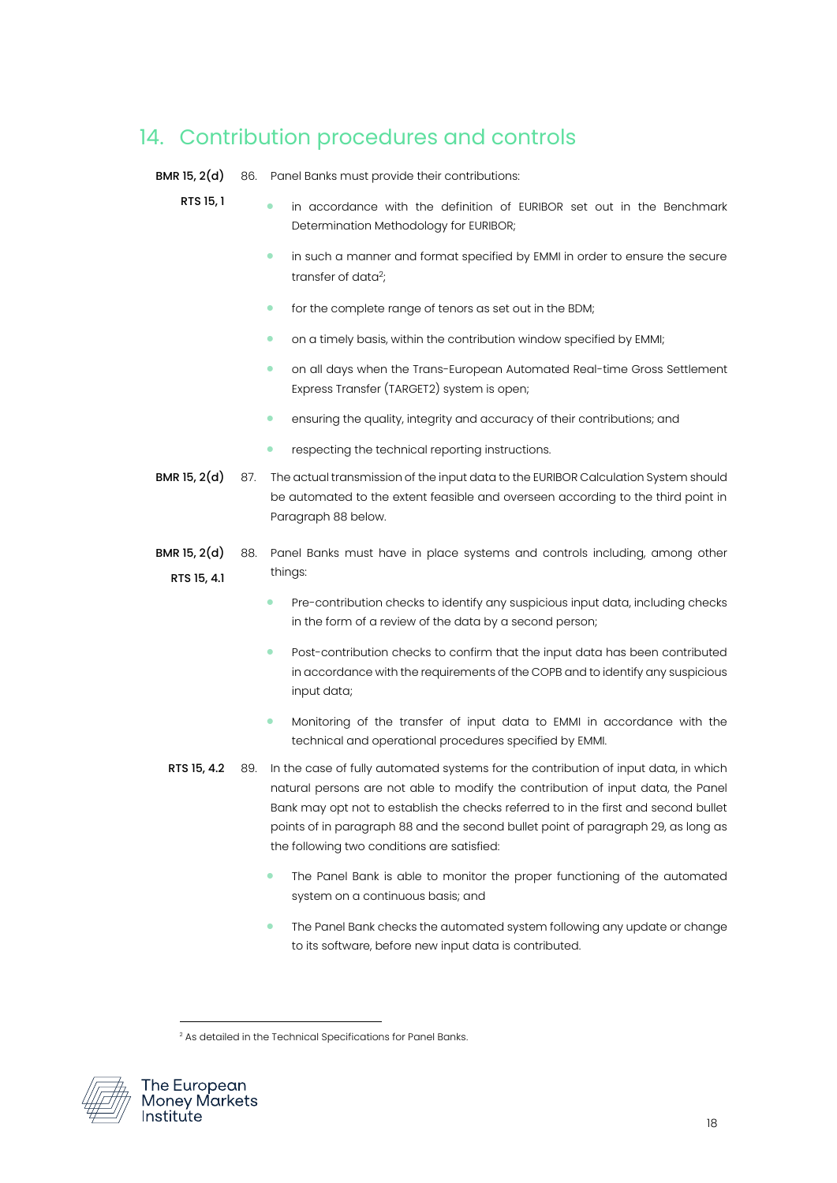## 14. Contribution procedures and controls

BMR 15, 2(d) RTS 15, 1

86. Panel Banks must provide their contributions:

- in accordance with the definition of EURIBOR set out in the Benchmark Determination Methodology for EURIBOR;
- in such a manner and format specified by EMMI in order to ensure the secure transfer of data[2];
- for the complete range of tenors as set out in the BDM;
- on a timely basis, within the contribution window specified by EMMI;
- on all days when the Trans-European Automated Real-time Gross Settlement Express Transfer (TARGET2) system is open;
- ensuring the quality, integrity and accuracy of their contributions; and
- respecting the technical reporting instructions.

BMR 15, 2(d)

87. The actual transmission of the input data to the EURIBOR Calculation System should be automated to the extent feasible and overseen according to the third point in Paragraph 88 below.

BMR 15, 2(d) RTS 15, 4.1

88. Panel Banks must have in place systems and controls including, among other things:

- Pre-contribution checks to identify any suspicious input data, including checks in the form of a review of the data by a second person;
- Post-contribution checks to confirm that the input data has been contributed in accordance with the requirements of the COPB and to identify any suspicious input data;
- Monitoring of the transfer of input data to EMMI in accordance with the technical and operational procedures specified by EMMI.

RTS 15, 4.2

89. In the case of fully automated systems for the contribution of input data, in which natural persons are not able to modify the contribution of input data, the Panel Bank may opt not to establish the checks referred to in the first and second bullet points of in paragraph 88 and the second bullet point of paragraph 29, as long as the following two conditions are satisfied:

- The Panel Bank is able to monitor the proper functioning of the automated system on a continuous basis; and
- The Panel Bank checks the automated system following any update or change to its software, before new input data is contributed.

[2] As detailed in the Technical Specifications for Panel Banks.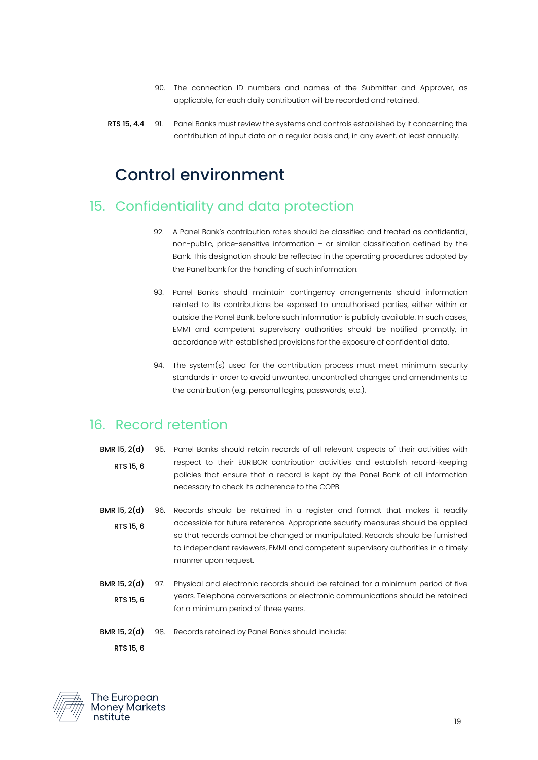90. The connection ID numbers and names of the Submitter and Approver, as applicable, for each daily contribution will be recorded and retained.

**RTS 15, 4.4** 91. Panel Banks must review the systems and controls established by it concerning the contribution of input data on a regular basis and, in any event, at least annually.

# Control environment

## 15. Confidentiality and data protection

92. A Panel Bank's contribution rates should be classified and treated as confidential, non-public, price-sensitive information – or similar classification defined by the Bank. This designation should be reflected in the operating procedures adopted by the Panel bank for the handling of such information.

93. Panel Banks should maintain contingency arrangements should information related to its contributions be exposed to unauthorised parties, either within or outside the Panel Bank, before such information is publicly available. In such cases, EMMI and competent supervisory authorities should be notified promptly, in accordance with established provisions for the exposure of confidential data.

94. The system(s) used for the contribution process must meet minimum security standards in order to avoid unwanted, uncontrolled changes and amendments to the contribution (e.g. personal logins, passwords, etc.).

## 16. Record retention

**BMR 15, 2(d)**
**RTS 15, 6**
95. Panel Banks should retain records of all relevant aspects of their activities with respect to their EURIBOR contribution activities and establish record-keeping policies that ensure that a record is kept by the Panel Bank of all information necessary to check its adherence to the COPB.

**BMR 15, 2(d)**
**RTS 15, 6**
96. Records should be retained in a register and format that makes it readily accessible for future reference. Appropriate security measures should be applied so that records cannot be changed or manipulated. Records should be furnished to independent reviewers, EMMI and competent supervisory authorities in a timely manner upon request.

**BMR 15, 2(d)**
**RTS 15, 6**
97. Physical and electronic records should be retained for a minimum period of five years. Telephone conversations or electronic communications should be retained for a minimum period of three years.

**BMR 15, 2(d)**
**RTS 15, 6**
98. Records retained by Panel Banks should include: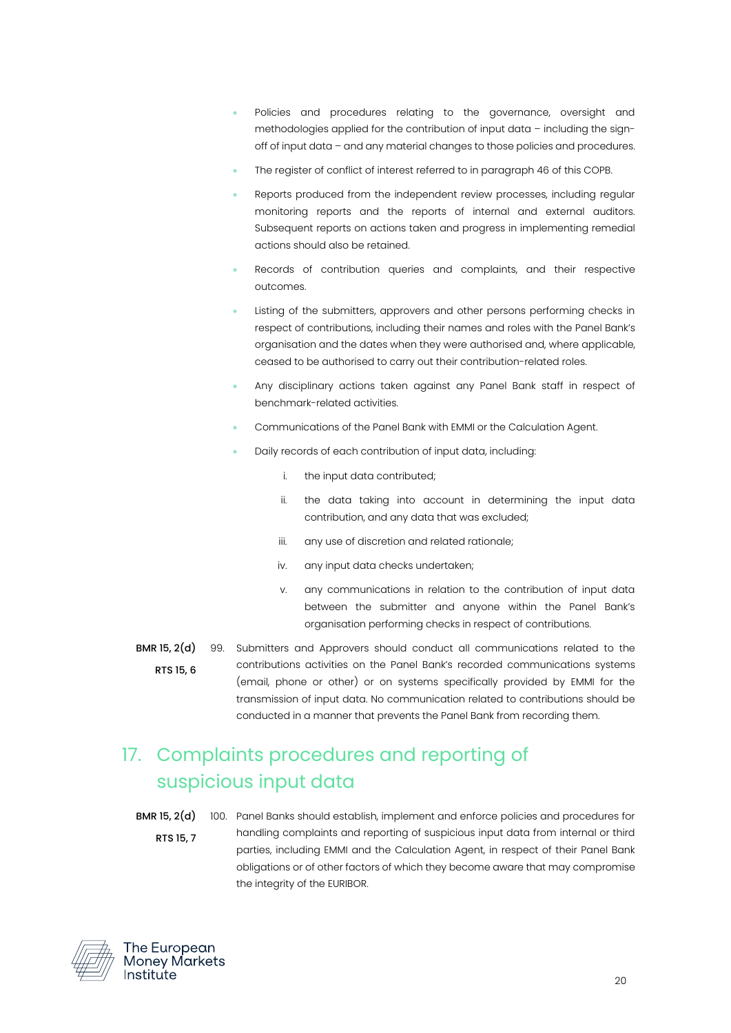- Policies and procedures relating to the governance, oversight and methodologies applied for the contribution of input data – including the sign-off of input data – and any material changes to those policies and procedures.
- The register of conflict of interest referred to in paragraph 46 of this COPB.
- Reports produced from the independent review processes, including regular monitoring reports and the reports of internal and external auditors. Subsequent reports on actions taken and progress in implementing remedial actions should also be retained.
- Records of contribution queries and complaints, and their respective outcomes.
- Listing of the submitters, approvers and other persons performing checks in respect of contributions, including their names and roles with the Panel Bank's organisation and the dates when they were authorised and, where applicable, ceased to be authorised to carry out their contribution-related roles.
- Any disciplinary actions taken against any Panel Bank staff in respect of benchmark-related activities.
- Communications of the Panel Bank with EMMI or the Calculation Agent.
- Daily records of each contribution of input data, including:
  i. the input data contributed;
  ii. the data taking into account in determining the input data contribution, and any data that was excluded;
  iii. any use of discretion and related rationale;
  iv. any input data checks undertaken;
  v. any communications in relation to the contribution of input data between the submitter and anyone within the Panel Bank's organisation performing checks in respect of contributions.

**BMR 15, 2(d)**
**RTS 15, 6**

99. Submitters and Approvers should conduct all communications related to the contributions activities on the Panel Bank's recorded communications systems (email, phone or other) or on systems specifically provided by EMMI for the transmission of input data. No communication related to contributions should be conducted in a manner that prevents the Panel Bank from recording them.

## 17. Complaints procedures and reporting of suspicious input data

**BMR 15, 2(d)**
**RTS 15, 7**

100. Panel Banks should establish, implement and enforce policies and procedures for handling complaints and reporting of suspicious input data from internal or third parties, including EMMI and the Calculation Agent, in respect of their Panel Bank obligations or of other factors of which they become aware that may compromise the integrity of the EURIBOR.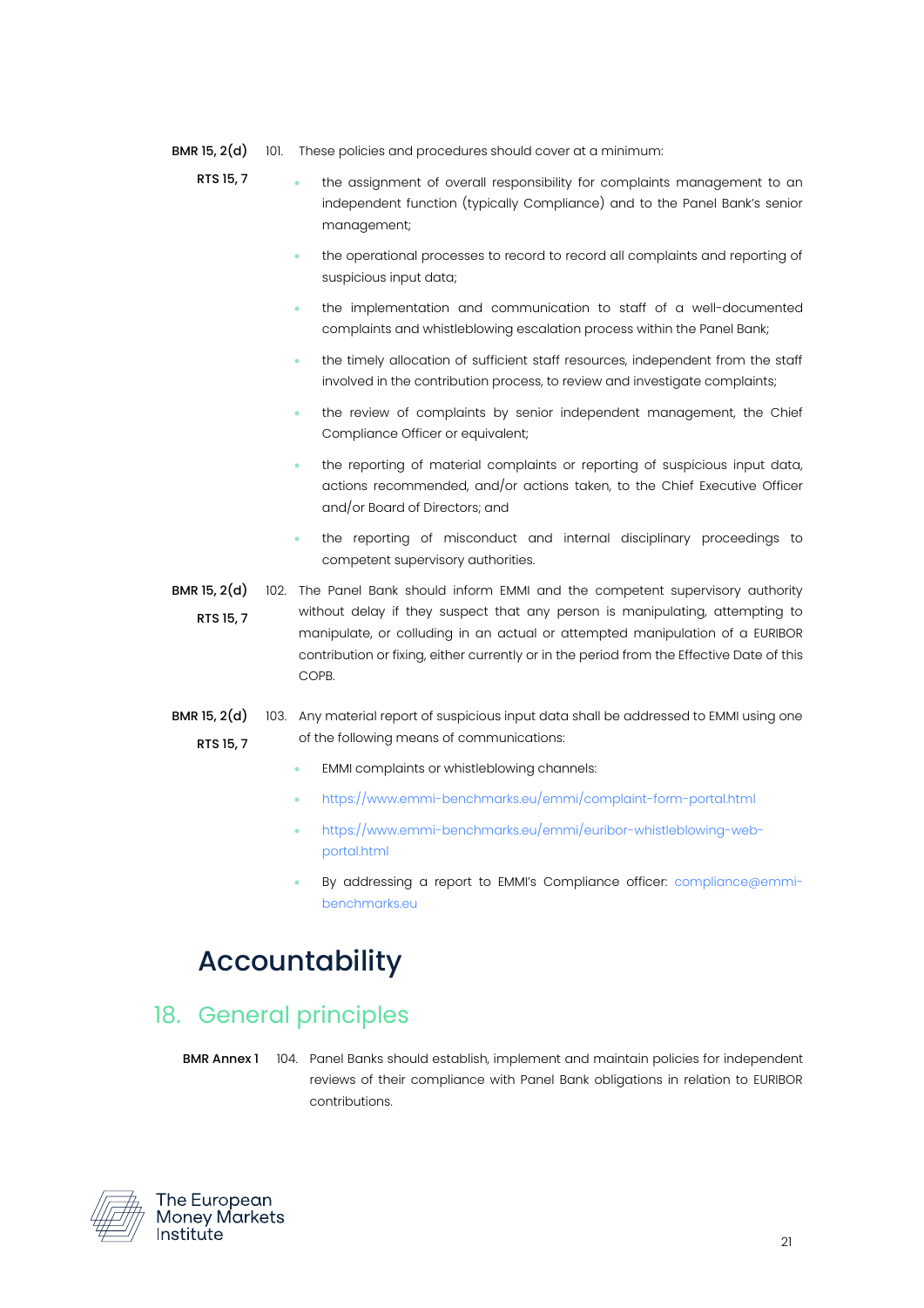BMR 15, 2(d)
RTS 15, 7

101. These policies and procedures should cover at a minimum:

- the assignment of overall responsibility for complaints management to an independent function (typically Compliance) and to the Panel Bank's senior management;
- the operational processes to record to record all complaints and reporting of suspicious input data;
- the implementation and communication to staff of a well-documented complaints and whistleblowing escalation process within the Panel Bank;
- the timely allocation of sufficient staff resources, independent from the staff involved in the contribution process, to review and investigate complaints;
- the review of complaints by senior independent management, the Chief Compliance Officer or equivalent;
- the reporting of material complaints or reporting of suspicious input data, actions recommended, and/or actions taken, to the Chief Executive Officer and/or Board of Directors; and
- the reporting of misconduct and internal disciplinary proceedings to competent supervisory authorities.

BMR 15, 2(d)
RTS 15, 7

102. The Panel Bank should inform EMMI and the competent supervisory authority without delay if they suspect that any person is manipulating, attempting to manipulate, or colluding in an actual or attempted manipulation of a EURIBOR contribution or fixing, either currently or in the period from the Effective Date of this COPB.

BMR 15, 2(d)
RTS 15, 7

103. Any material report of suspicious input data shall be addressed to EMMI using one of the following means of communications:

- EMMI complaints or whistleblowing channels:
- https://www.emmi-benchmarks.eu/emmi/complaint-form-portal.html
- https://www.emmi-benchmarks.eu/emmi/euribor-whistleblowing-web-portal.html
- By addressing a report to EMMI's Compliance officer: compliance@emmi-benchmarks.eu

# Accountability

## 18. General principles

BMR Annex 1

104. Panel Banks should establish, implement and maintain policies for independent reviews of their compliance with Panel Bank obligations in relation to EURIBOR contributions.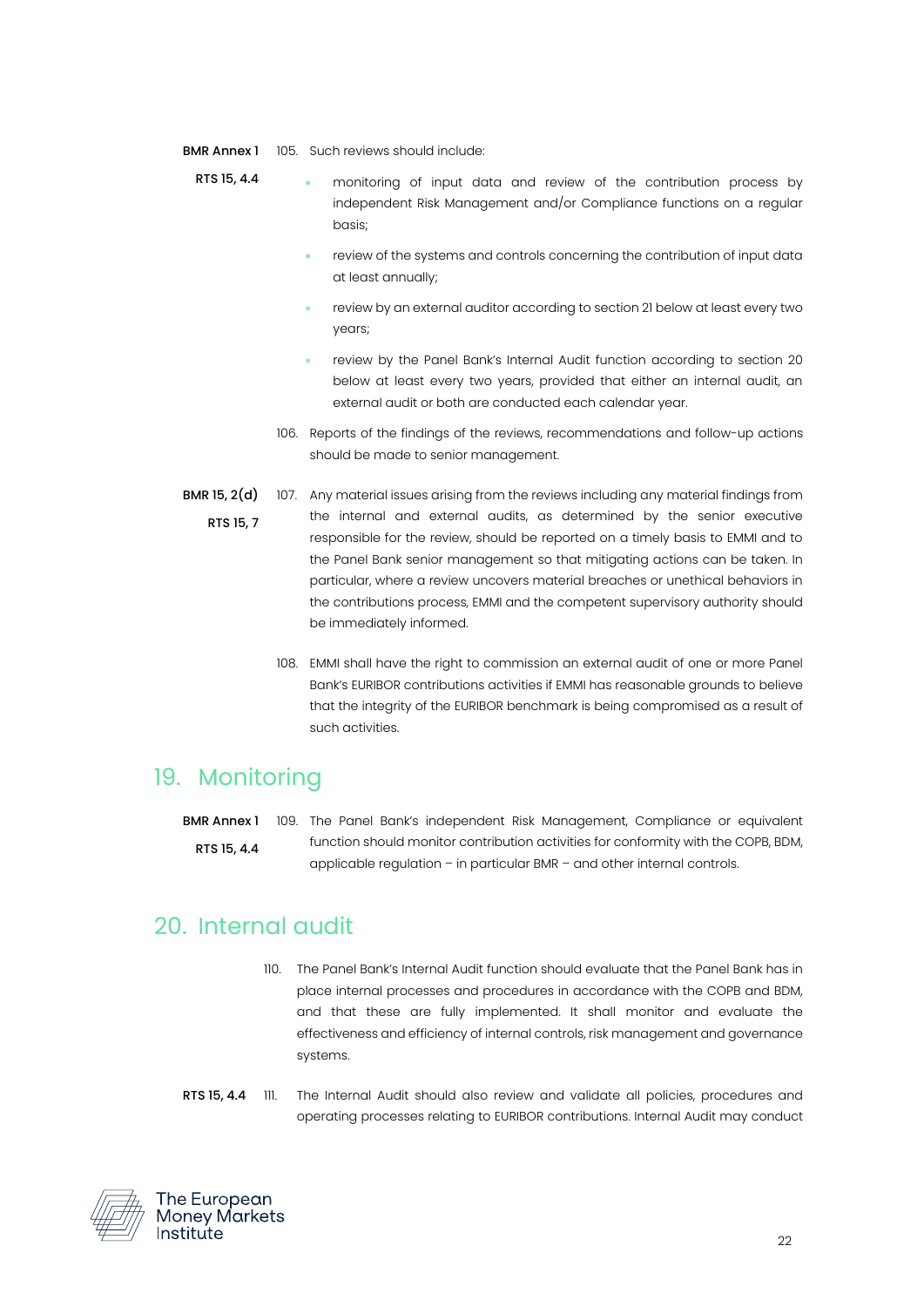BMR Annex 1

RTS 15, 4.4

105. Such reviews should include:

- monitoring of input data and review of the contribution process by independent Risk Management and/or Compliance functions on a regular basis;
- review of the systems and controls concerning the contribution of input data at least annually;
- review by an external auditor according to section 21 below at least every two years;
- review by the Panel Bank's Internal Audit function according to section 20 below at least every two years, provided that either an internal audit, an external audit or both are conducted each calendar year.

106. Reports of the findings of the reviews, recommendations and follow-up actions should be made to senior management.

BMR 15, 2(d)

RTS 15, 7

107. Any material issues arising from the reviews including any material findings from the internal and external audits, as determined by the senior executive responsible for the review, should be reported on a timely basis to EMMI and to the Panel Bank senior management so that mitigating actions can be taken. In particular, where a review uncovers material breaches or unethical behaviors in the contributions process, EMMI and the competent supervisory authority should be immediately informed.

108. EMMI shall have the right to commission an external audit of one or more Panel Bank's EURIBOR contributions activities if EMMI has reasonable grounds to believe that the integrity of the EURIBOR benchmark is being compromised as a result of such activities.

## 19. Monitoring

BMR Annex 1

RTS 15, 4.4

109. The Panel Bank's independent Risk Management, Compliance or equivalent function should monitor contribution activities for conformity with the COPB, BDM, applicable regulation – in particular BMR – and other internal controls.

## 20. Internal audit

110. The Panel Bank's Internal Audit function should evaluate that the Panel Bank has in place internal processes and procedures in accordance with the COPB and BDM, and that these are fully implemented. It shall monitor and evaluate the effectiveness and efficiency of internal controls, risk management and governance systems.

RTS 15, 4.4

111. The Internal Audit should also review and validate all policies, procedures and operating processes relating to EURIBOR contributions. Internal Audit may conduct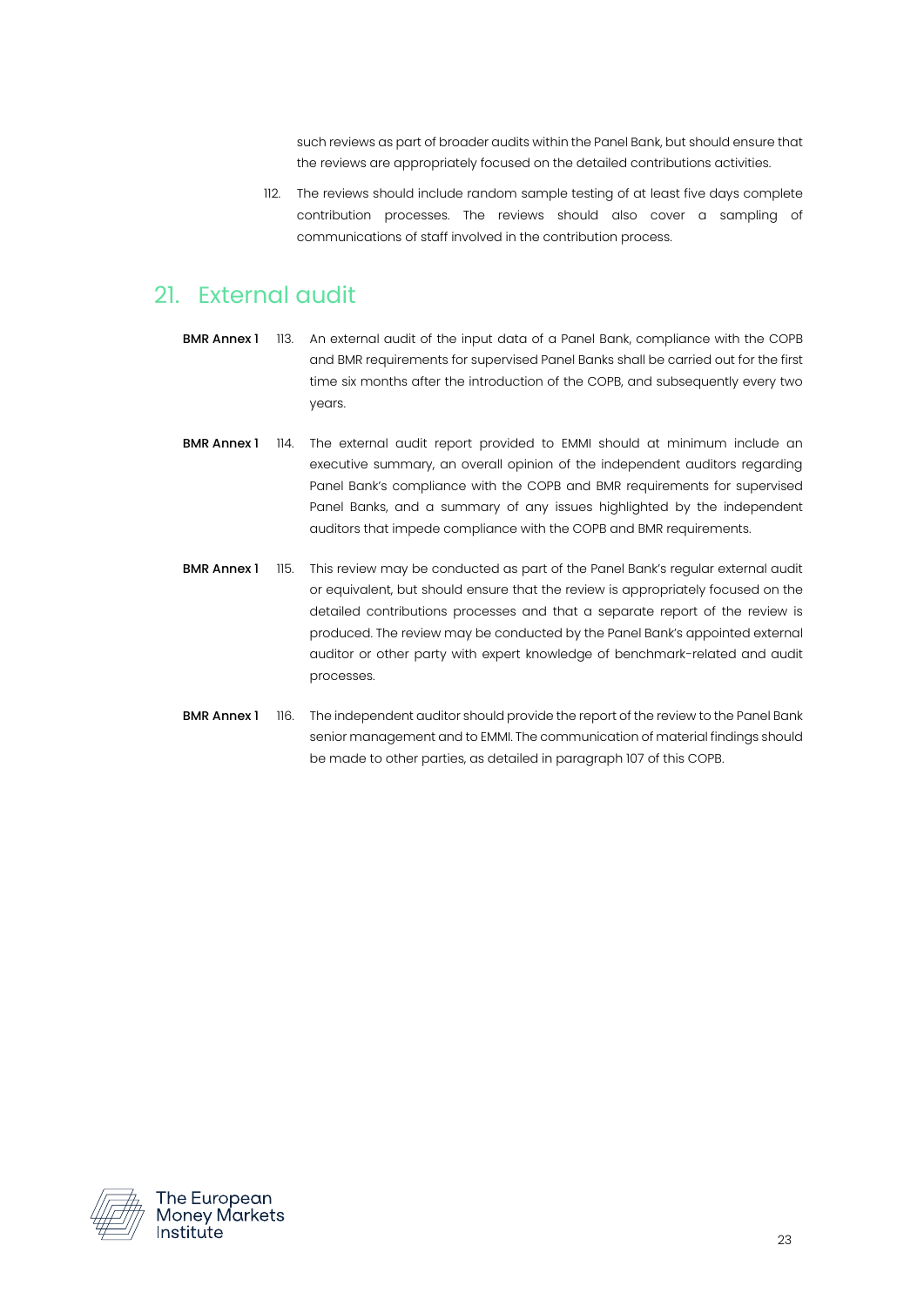such reviews as part of broader audits within the Panel Bank, but should ensure that the reviews are appropriately focused on the detailed contributions activities.

112. The reviews should include random sample testing of at least five days complete contribution processes. The reviews should also cover a sampling of communications of staff involved in the contribution process.

## 21. External audit

**BMR Annex 1** 113. An external audit of the input data of a Panel Bank, compliance with the COPB and BMR requirements for supervised Panel Banks shall be carried out for the first time six months after the introduction of the COPB, and subsequently every two years.

**BMR Annex 1** 114. The external audit report provided to EMMI should at minimum include an executive summary, an overall opinion of the independent auditors regarding Panel Bank's compliance with the COPB and BMR requirements for supervised Panel Banks, and a summary of any issues highlighted by the independent auditors that impede compliance with the COPB and BMR requirements.

**BMR Annex 1** 115. This review may be conducted as part of the Panel Bank's regular external audit or equivalent, but should ensure that the review is appropriately focused on the detailed contributions processes and that a separate report of the review is produced. The review may be conducted by the Panel Bank's appointed external auditor or other party with expert knowledge of benchmark-related and audit processes.

**BMR Annex 1** 116. The independent auditor should provide the report of the review to the Panel Bank senior management and to EMMI. The communication of material findings should be made to other parties, as detailed in paragraph 107 of this COPB.